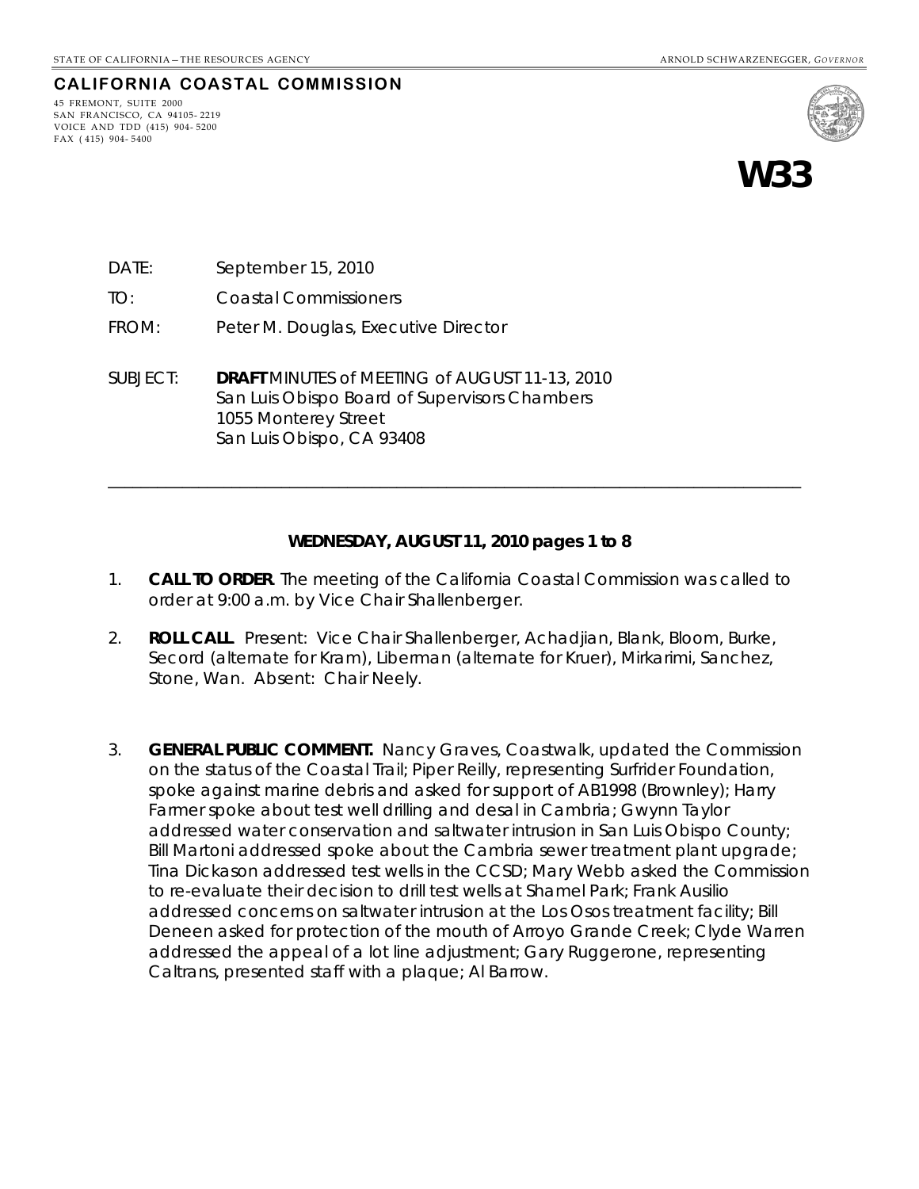STATE OF CALIFORNIA – THE RESOURCES AGENCY ARNOLD SCHWARZENEGGER, *GOVERNOR*

**CALIFORNIA COASTAL COMMISSION**

45 FREMONT, SUITE 2000
SAN FRANCISCO, CA 94105-2219
VOICE AND TDD (415) 904-5200
FAX (415) 904-5400

# W33

DATE: September 15, 2010

TO: Coastal Commissioners

FROM: Peter M. Douglas, Executive Director

SUBJECT: **DRAFT** MINUTES of MEETING of AUGUST 11-13, 2010
San Luis Obispo Board of Supervisors Chambers
1055 Monterey Street
San Luis Obispo, CA 93408

---

**WEDNESDAY, AUGUST 11, 2010 pages 1 to 8**

1. **CALL TO ORDER**. The meeting of the California Coastal Commission was called to order at 9:00 a.m. by Vice Chair Shallenberger.

2. **ROLL CALL**. Present: Vice Chair Shallenberger, Achadjian, Blank, Bloom, Burke, Secord (alternate for Kram), Liberman (alternate for Kruer), Mirkarimi, Sanchez, Stone, Wan. Absent: Chair Neely.

3. **GENERAL PUBLIC COMMENT.** Nancy Graves, Coastwalk, updated the Commission on the status of the Coastal Trail; Piper Reilly, representing Surfrider Foundation, spoke against marine debris and asked for support of AB1998 (Brownley); Harry Farmer spoke about test well drilling and desal in Cambria; Gwynn Taylor addressed water conservation and saltwater intrusion in San Luis Obispo County; Bill Martoni addressed spoke about the Cambria sewer treatment plant upgrade; Tina Dickason addressed test wells in the CCSD; Mary Webb asked the Commission to re-evaluate their decision to drill test wells at Shamel Park; Frank Ausilio addressed concerns on saltwater intrusion at the Los Osos treatment facility; Bill Deneen asked for protection of the mouth of Arroyo Grande Creek; Clyde Warren addressed the appeal of a lot line adjustment; Gary Ruggerone, representing Caltrans, presented staff with a plaque; Al Barrow.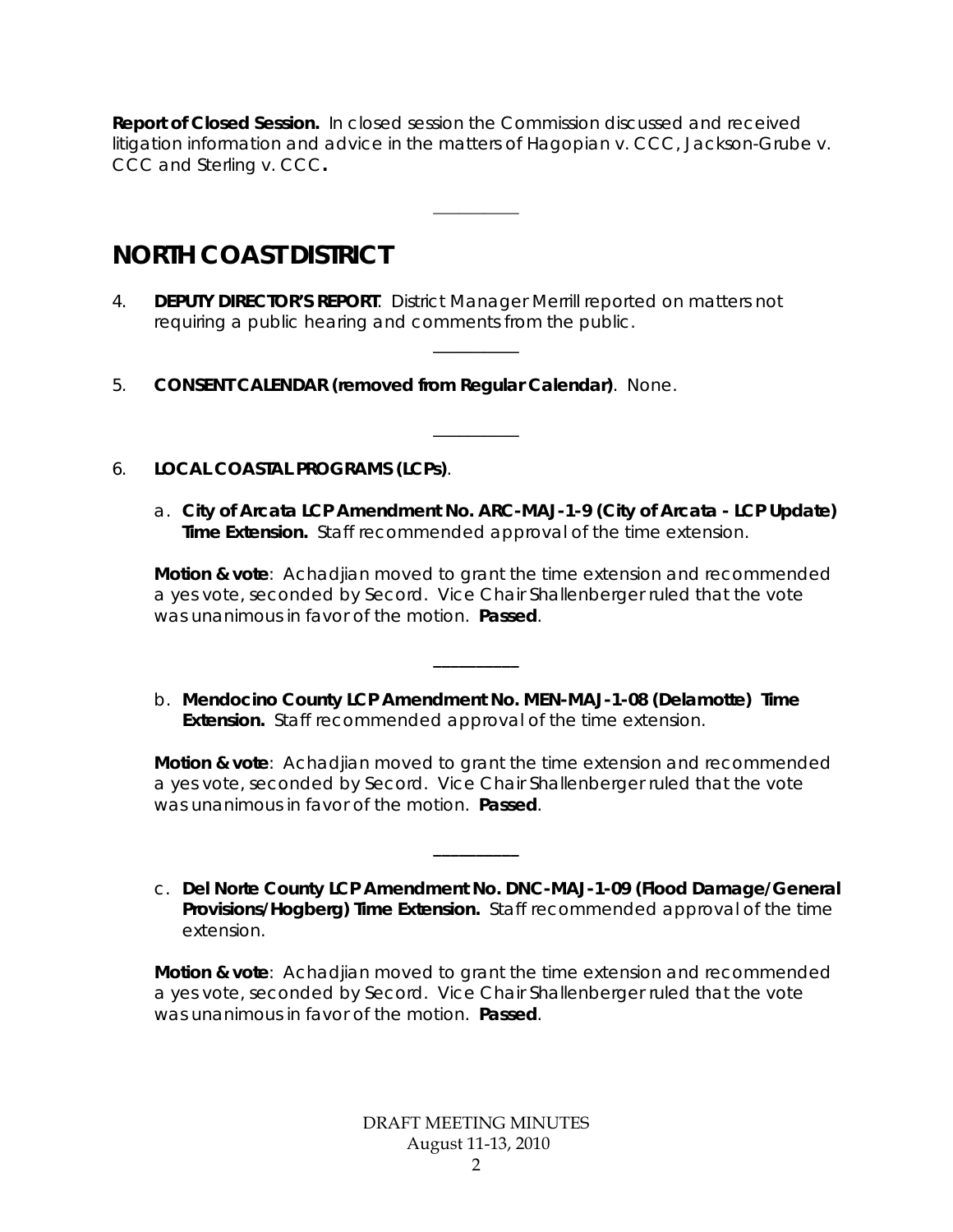**Report of Closed Session.** In closed session the Commission discussed and received litigation information and advice in the matters of Hagopian v. CCC, Jackson-Grube v. CCC and Sterling v. CCC**.**

---

# NORTH COAST DISTRICT

4. **DEPUTY DIRECTOR'S REPORT**. District Manager Merrill reported on matters not requiring a public hearing and comments from the public.

---

5. **CONSENT CALENDAR (removed from Regular Calendar)**. None.

---

6. **LOCAL COASTAL PROGRAMS (LCPs)**.

   a. **City of Arcata LCP Amendment No. ARC-MAJ-1-9 (City of Arcata - LCP Update) Time Extension.** Staff recommended approval of the time extension.

   **Motion & vote**: Achadjian moved to grant the time extension and recommended a yes vote, seconded by Secord. Vice Chair Shallenberger ruled that the vote was unanimous in favor of the motion. **Passed**.

---

   b. **Mendocino County LCP Amendment No. MEN-MAJ-1-08 (Delamotte) Time Extension.** Staff recommended approval of the time extension.

   **Motion & vote**: Achadjian moved to grant the time extension and recommended a yes vote, seconded by Secord. Vice Chair Shallenberger ruled that the vote was unanimous in favor of the motion. **Passed**.

---

   c. **Del Norte County LCP Amendment No. DNC-MAJ-1-09 (Flood Damage/General Provisions/Hogberg) Time Extension.** Staff recommended approval of the time extension.

   **Motion & vote**: Achadjian moved to grant the time extension and recommended a yes vote, seconded by Secord. Vice Chair Shallenberger ruled that the vote was unanimous in favor of the motion. **Passed**.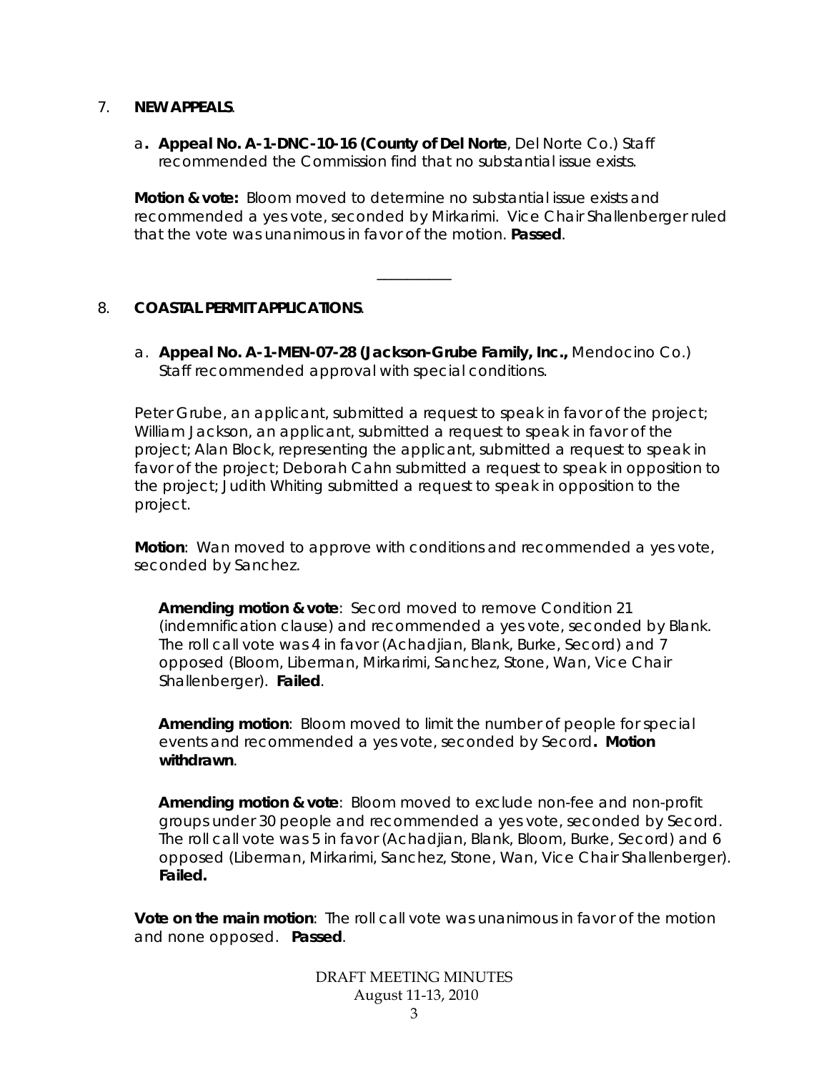7. **NEW APPEALS**.

   a**. Appeal No. A-1-DNC-10-16 (County of Del Norte**, Del Norte Co.) Staff recommended the Commission find that no substantial issue exists.

**Motion & vote:** Bloom moved to determine no substantial issue exists and recommended a yes vote, seconded by Mirkarimi. Vice Chair Shallenberger ruled that the vote was unanimous in favor of the motion. **Passed**.

---

8. **COASTAL PERMIT APPLICATIONS**.

   a. **Appeal No. A-1-MEN-07-28 (Jackson-Grube Family, Inc.,** Mendocino Co.) Staff recommended approval with special conditions.

Peter Grube, an applicant, submitted a request to speak in favor of the project; William Jackson, an applicant, submitted a request to speak in favor of the project; Alan Block, representing the applicant, submitted a request to speak in favor of the project; Deborah Cahn submitted a request to speak in opposition to the project; Judith Whiting submitted a request to speak in opposition to the project.

**Motion**: Wan moved to approve with conditions and recommended a yes vote, seconded by Sanchez.

> **Amending motion & vote**: Secord moved to remove Condition 21 (indemnification clause) and recommended a yes vote, seconded by Blank. The roll call vote was 4 in favor (Achadjian, Blank, Burke, Secord) and 7 opposed (Bloom, Liberman, Mirkarimi, Sanchez, Stone, Wan, Vice Chair Shallenberger). **Failed**.
>
> **Amending motion**: Bloom moved to limit the number of people for special events and recommended a yes vote, seconded by Secord**. Motion withdrawn**.
>
> **Amending motion & vote**: Bloom moved to exclude non-fee and non-profit groups under 30 people and recommended a yes vote, seconded by Secord. The roll call vote was 5 in favor (Achadjian, Blank, Bloom, Burke, Secord) and 6 opposed (Liberman, Mirkarimi, Sanchez, Stone, Wan, Vice Chair Shallenberger). **Failed.**

**Vote on the main motion**: The roll call vote was unanimous in favor of the motion and none opposed. **Passed**.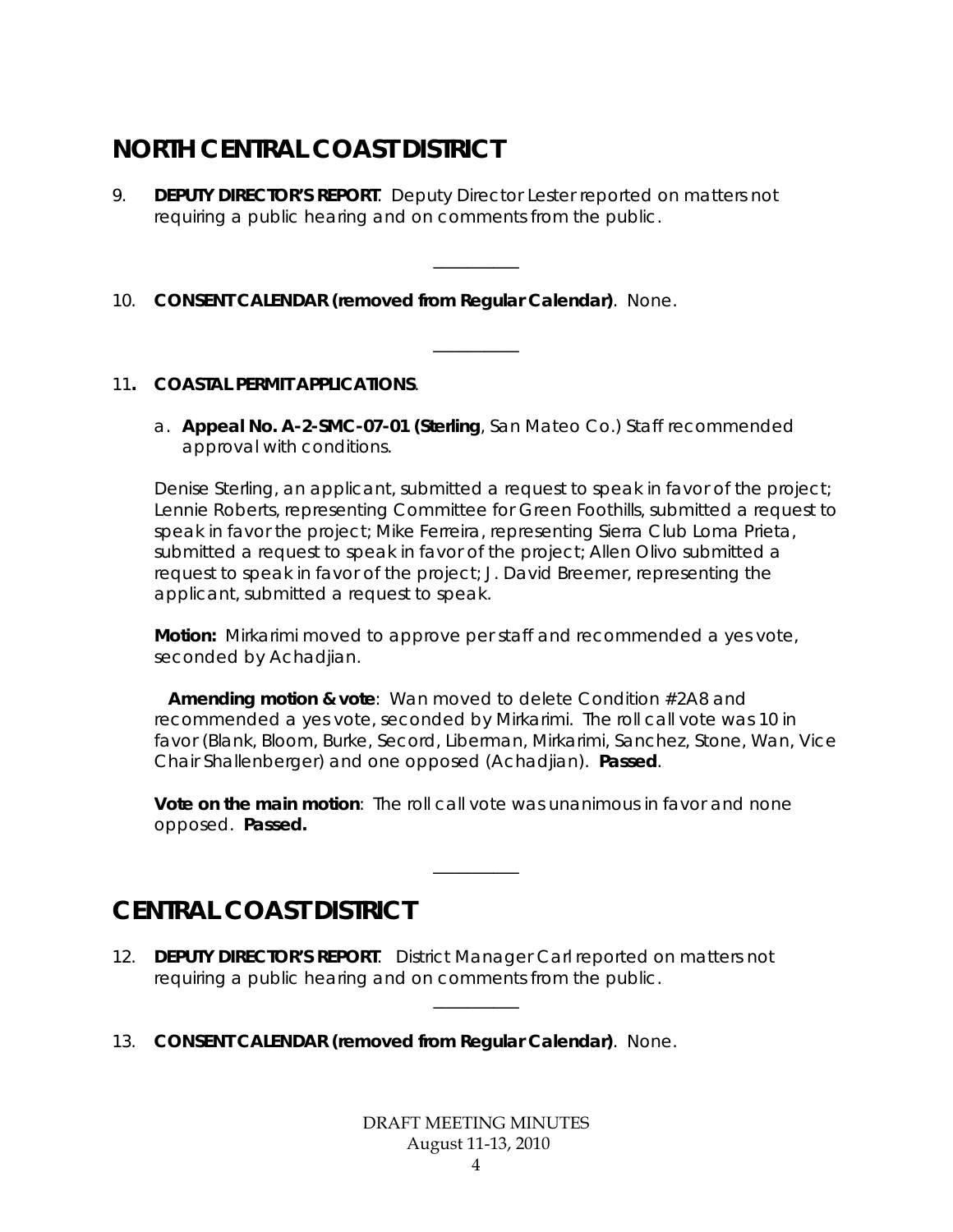## NORTH CENTRAL COAST DISTRICT

9. **DEPUTY DIRECTOR'S REPORT**. Deputy Director Lester reported on matters not requiring a public hearing and on comments from the public.

---

10. **CONSENT CALENDAR (removed from Regular Calendar)**. None.

---

11. **COASTAL PERMIT APPLICATIONS**.

    a. **Appeal No. A-2-SMC-07-01 (Sterling**, San Mateo Co.) Staff recommended approval with conditions.

    Denise Sterling, an applicant, submitted a request to speak in favor of the project; Lennie Roberts, representing Committee for Green Foothills, submitted a request to speak in favor the project; Mike Ferreira, representing Sierra Club Loma Prieta, submitted a request to speak in favor of the project; Allen Olivo submitted a request to speak in favor of the project; J. David Breemer, representing the applicant, submitted a request to speak.

    **Motion:** Mirkarimi moved to approve per staff and recommended a yes vote, seconded by Achadjian.

    **Amending motion & vote**: Wan moved to delete Condition #2A8 and recommended a yes vote, seconded by Mirkarimi. The roll call vote was 10 in favor (Blank, Bloom, Burke, Secord, Liberman, Mirkarimi, Sanchez, Stone, Wan, Vice Chair Shallenberger) and one opposed (Achadjian). **Passed**.

    **Vote on the main motion**: The roll call vote was unanimous in favor and none opposed. **Passed.**

---

## CENTRAL COAST DISTRICT

12. **DEPUTY DIRECTOR'S REPORT**. District Manager Carl reported on matters not requiring a public hearing and on comments from the public.

---

13. **CONSENT CALENDAR (removed from Regular Calendar)**. None.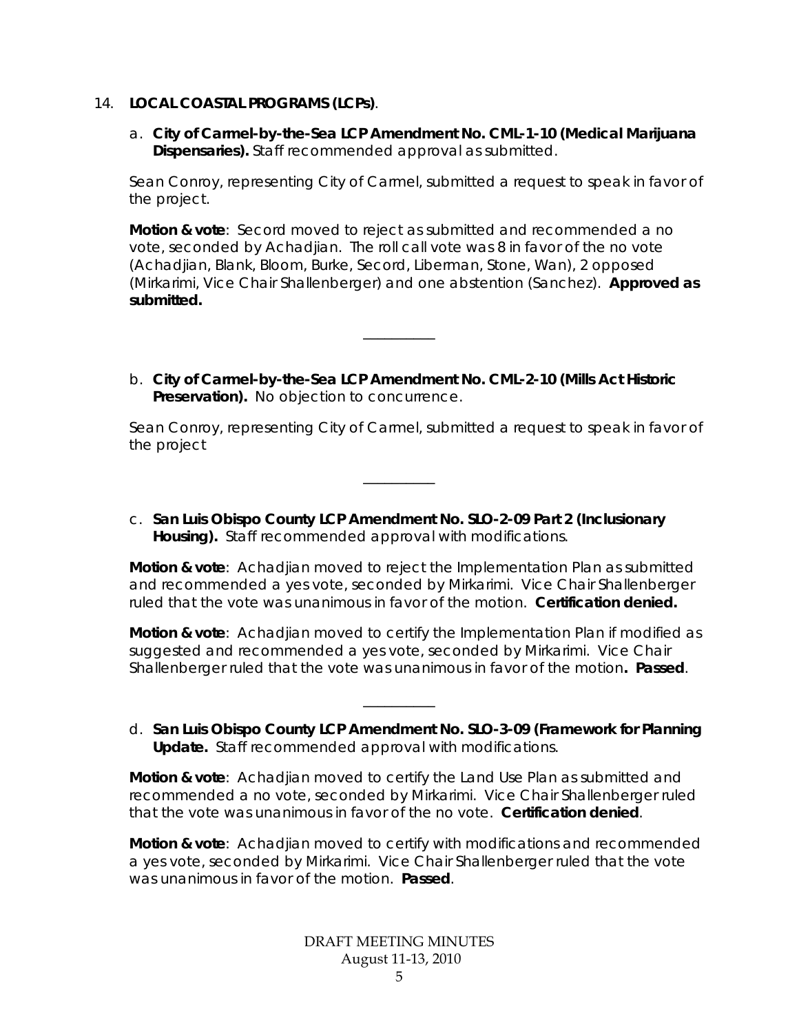14. **LOCAL COASTAL PROGRAMS (LCPs)**.

   a. **City of Carmel-by-the-Sea LCP Amendment No. CML-1-10 (Medical Marijuana Dispensaries).** Staff recommended approval as submitted.

   Sean Conroy, representing City of Carmel, submitted a request to speak in favor of the project.

   **Motion & vote**: Secord moved to reject as submitted and recommended a no vote, seconded by Achadjian. The roll call vote was 8 in favor of the no vote (Achadjian, Blank, Bloom, Burke, Secord, Liberman, Stone, Wan), 2 opposed (Mirkarimi, Vice Chair Shallenberger) and one abstention (Sanchez). **Approved as submitted.**

   ---

   b. **City of Carmel-by-the-Sea LCP Amendment No. CML-2-10 (Mills Act Historic Preservation).** No objection to concurrence.

   Sean Conroy, representing City of Carmel, submitted a request to speak in favor of the project

   ---

   c. **San Luis Obispo County LCP Amendment No. SLO-2-09 Part 2 (Inclusionary Housing).** Staff recommended approval with modifications.

   **Motion & vote**: Achadjian moved to reject the Implementation Plan as submitted and recommended a yes vote, seconded by Mirkarimi. Vice Chair Shallenberger ruled that the vote was unanimous in favor of the motion. **Certification denied.**

   **Motion & vote**: Achadjian moved to certify the Implementation Plan if modified as suggested and recommended a yes vote, seconded by Mirkarimi. Vice Chair Shallenberger ruled that the vote was unanimous in favor of the motion**. Passed**.

   ---

   d. **San Luis Obispo County LCP Amendment No. SLO-3-09 (Framework for Planning Update.** Staff recommended approval with modifications.

   **Motion & vote**: Achadjian moved to certify the Land Use Plan as submitted and recommended a no vote, seconded by Mirkarimi. Vice Chair Shallenberger ruled that the vote was unanimous in favor of the no vote. **Certification denied**.

   **Motion & vote**: Achadjian moved to certify with modifications and recommended a yes vote, seconded by Mirkarimi. Vice Chair Shallenberger ruled that the vote was unanimous in favor of the motion. **Passed**.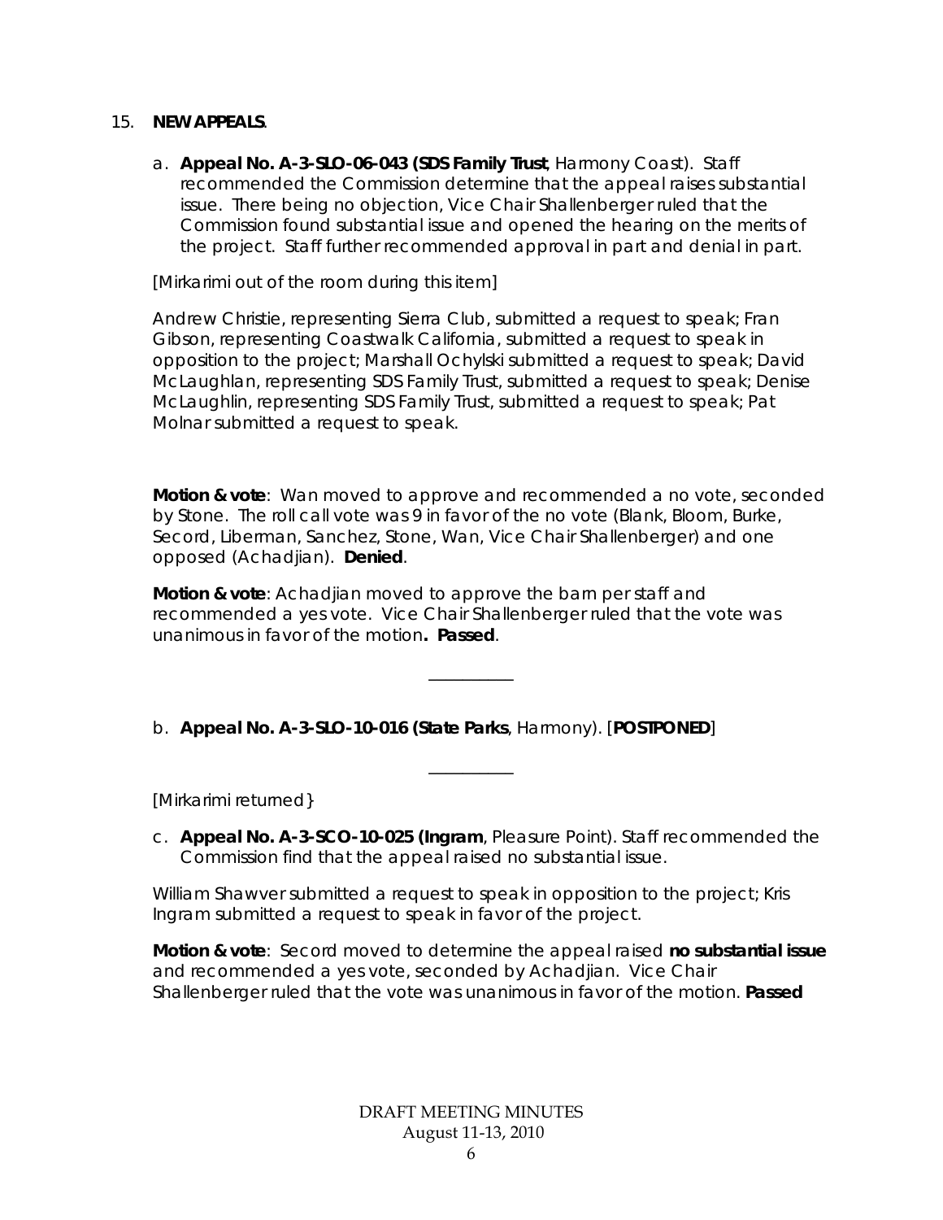15. **NEW APPEALS**.

a. **Appeal No. A-3-SLO-06-043 (SDS Family Trust**, Harmony Coast). Staff recommended the Commission determine that the appeal raises substantial issue. There being no objection, Vice Chair Shallenberger ruled that the Commission found substantial issue and opened the hearing on the merits of the project. Staff further recommended approval in part and denial in part.

[Mirkarimi out of the room during this item]

Andrew Christie, representing Sierra Club, submitted a request to speak; Fran Gibson, representing Coastwalk California, submitted a request to speak in opposition to the project; Marshall Ochylski submitted a request to speak; David McLaughlan, representing SDS Family Trust, submitted a request to speak; Denise McLaughlin, representing SDS Family Trust, submitted a request to speak; Pat Molnar submitted a request to speak.

**Motion & vote**: Wan moved to approve and recommended a no vote, seconded by Stone. The roll call vote was 9 in favor of the no vote (Blank, Bloom, Burke, Secord, Liberman, Sanchez, Stone, Wan, Vice Chair Shallenberger) and one opposed (Achadjian). **Denied**.

**Motion & vote**: Achadjian moved to approve the barn per staff and recommended a yes vote. Vice Chair Shallenberger ruled that the vote was unanimous in favor of the motion**. Passed**.

---

b. **Appeal No. A-3-SLO-10-016 (State Parks**, Harmony). [**POSTPONED**]

---

[Mirkarimi returned}

c. **Appeal No. A-3-SCO-10-025 (Ingram**, Pleasure Point). Staff recommended the Commission find that the appeal raised no substantial issue.

William Shawver submitted a request to speak in opposition to the project; Kris Ingram submitted a request to speak in favor of the project.

**Motion & vote**: Secord moved to determine the appeal raised **no substantial issue** and recommended a yes vote, seconded by Achadjian. Vice Chair Shallenberger ruled that the vote was unanimous in favor of the motion. **Passed**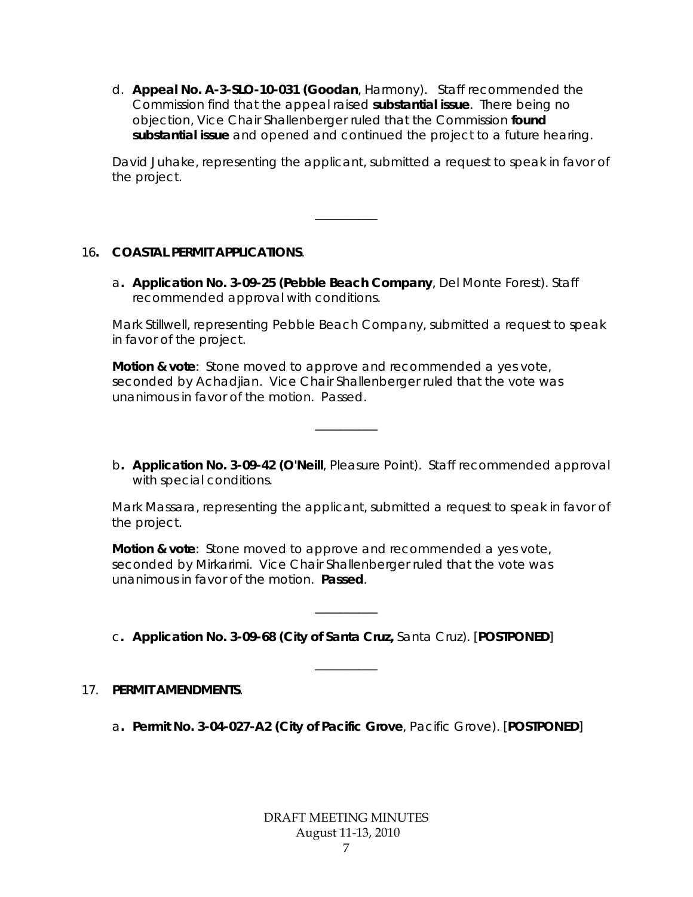d. **Appeal No. A-3-SLO-10-031 (Goodan**, Harmony). Staff recommended the Commission find that the appeal raised **substantial issue**. There being no objection, Vice Chair Shallenberger ruled that the Commission **found substantial issue** and opened and continued the project to a future hearing.

*David Juhake, representing the applicant, submitted a request to speak in favor of the project.*

---

16**. COASTAL PERMIT APPLICATIONS**.

a**. Application No. 3-09-25 (Pebble Beach Company**, Del Monte Forest). Staff recommended approval with conditions.

*Mark Stillwell, representing Pebble Beach Company, submitted a request to speak in favor of the project.*

**Motion & vote**: Stone moved to approve and recommended a yes vote, seconded by Achadjian. Vice Chair Shallenberger ruled that the vote was unanimous in favor of the motion. Passed.

---

b**. Application No. 3-09-42 (O'Neill**, Pleasure Point). Staff recommended approval with special conditions.

*Mark Massara, representing the applicant, submitted a request to speak in favor of the project.*

**Motion & vote**: Stone moved to approve and recommended a yes vote, seconded by Mirkarimi. Vice Chair Shallenberger ruled that the vote was unanimous in favor of the motion. **Passed**.

---

c**. Application No. 3-09-68 (City of Santa Cruz,** Santa Cruz). [**POSTPONED**]

---

17. **PERMIT AMENDMENTS**.

a**. Permit No. 3-04-027-A2 (City of Pacific Grove**, Pacific Grove). [**POSTPONED**]

DRAFT MEETING MINUTES
August 11-13, 2010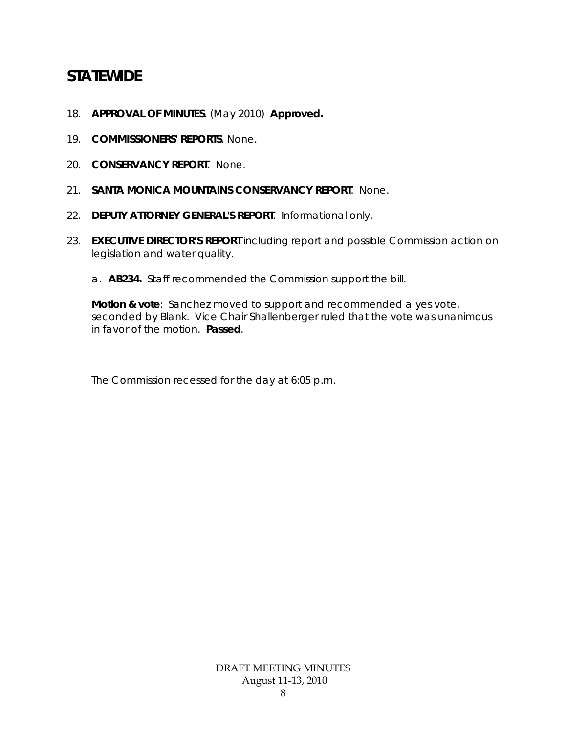# STATEWIDE

18. **APPROVAL OF MINUTES**. (May 2010) **Approved.**

19. **COMMISSIONERS' REPORTS**. None.

20. **CONSERVANCY REPORT**. None.

21. **SANTA MONICA MOUNTAINS CONSERVANCY REPORT**. None.

22. **DEPUTY ATTORNEY GENERAL'S REPORT**. Informational only.

23. **EXECUTIVE DIRECTOR'S REPORT** including report and possible Commission action on legislation and water quality.

    a. **AB234.** Staff recommended the Commission support the bill.

    **Motion & vote**: Sanchez moved to support and recommended a yes vote, seconded by Blank. Vice Chair Shallenberger ruled that the vote was unanimous in favor of the motion. **Passed**.

The Commission recessed for the day at 6:05 p.m.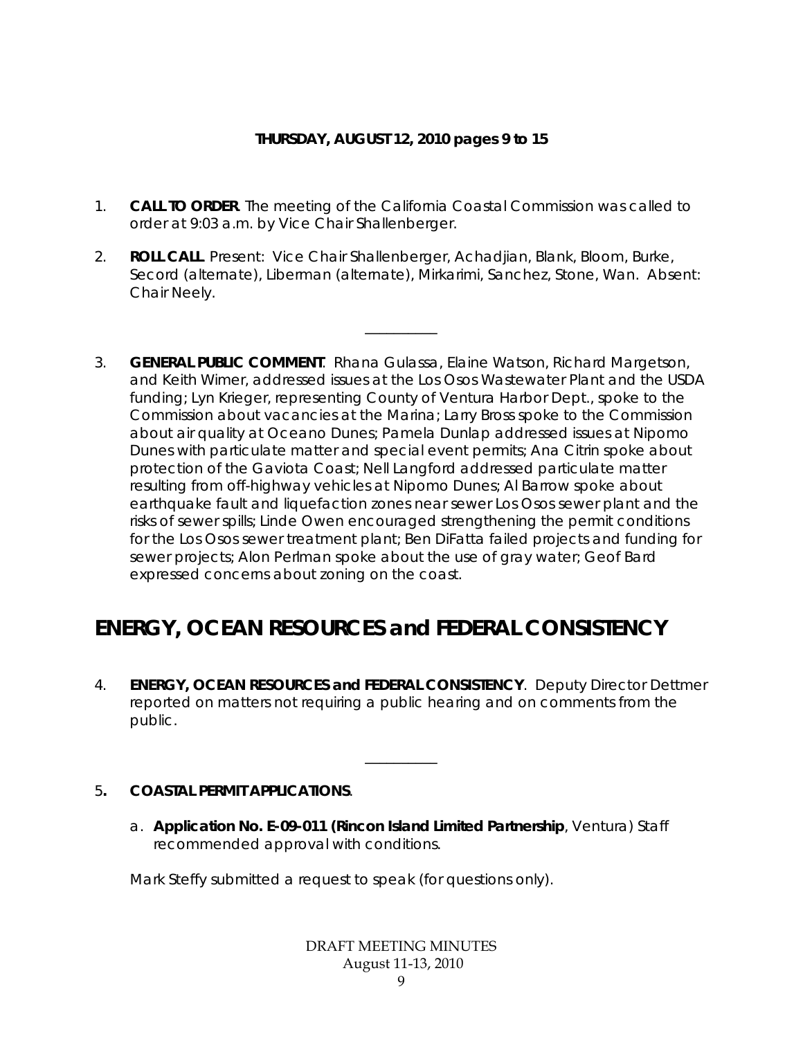**THURSDAY, AUGUST 12, 2010 pages 9 to 15**

1. **CALL TO ORDER**. The meeting of the California Coastal Commission was called to order at 9:03 a.m. by Vice Chair Shallenberger.

2. **ROLL CALL**. Present: Vice Chair Shallenberger, Achadjian, Blank, Bloom, Burke, Secord (alternate), Liberman (alternate), Mirkarimi, Sanchez, Stone, Wan. Absent: Chair Neely.

---

3. **GENERAL PUBLIC COMMENT**. Rhana Gulassa, Elaine Watson, Richard Margetson, and Keith Wimer, addressed issues at the Los Osos Wastewater Plant and the USDA funding; Lyn Krieger, representing County of Ventura Harbor Dept., spoke to the Commission about vacancies at the Marina; Larry Bross spoke to the Commission about air quality at Oceano Dunes; Pamela Dunlap addressed issues at Nipomo Dunes with particulate matter and special event permits; Ana Citrin spoke about protection of the Gaviota Coast; Nell Langford addressed particulate matter resulting from off-highway vehicles at Nipomo Dunes; Al Barrow spoke about earthquake fault and liquefaction zones near sewer Los Osos sewer plant and the risks of sewer spills; Linde Owen encouraged strengthening the permit conditions for the Los Osos sewer treatment plant; Ben DiFatta failed projects and funding for sewer projects; Alon Perlman spoke about the use of gray water; Geof Bard expressed concerns about zoning on the coast.

# ENERGY, OCEAN RESOURCES and FEDERAL CONSISTENCY

4. **ENERGY, OCEAN RESOURCES and FEDERAL CONSISTENCY**. Deputy Director Dettmer reported on matters not requiring a public hearing and on comments from the public.

---

5. **COASTAL PERMIT APPLICATIONS**.

   a. **Application No. E-09-011 (Rincon Island Limited Partnership**, Ventura) Staff recommended approval with conditions.

   Mark Steffy submitted a request to speak (for questions only).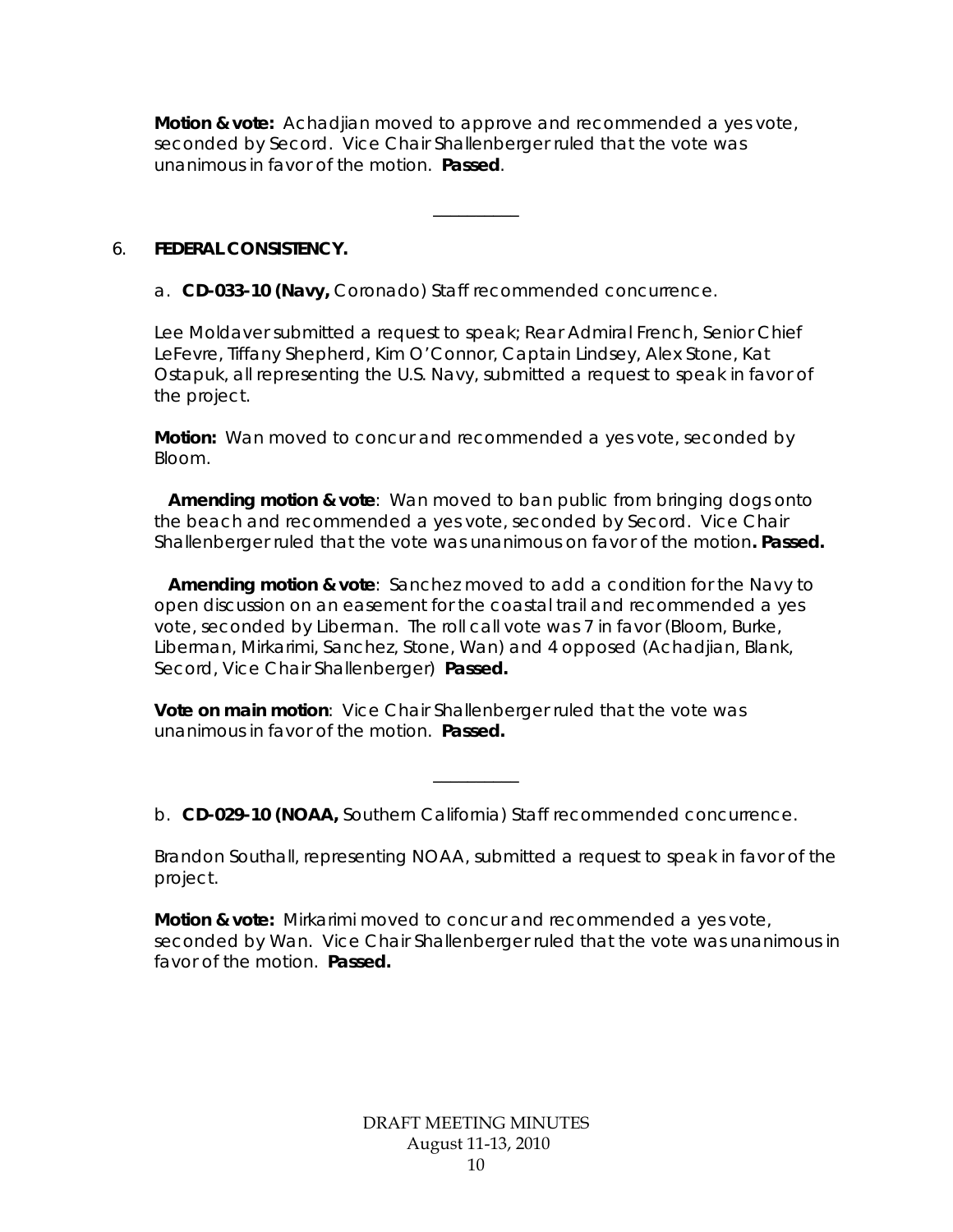**Motion & vote:** Achadjian moved to approve and recommended a yes vote, seconded by Secord. Vice Chair Shallenberger ruled that the vote was unanimous in favor of the motion. **Passed**.

---

6. **FEDERAL CONSISTENCY.**

a. **CD-033-10 (Navy,** Coronado) Staff recommended concurrence.

Lee Moldaver submitted a request to speak; Rear Admiral French, Senior Chief LeFevre, Tiffany Shepherd, Kim O'Connor, Captain Lindsey, Alex Stone, Kat Ostapuk, all representing the U.S. Navy, submitted a request to speak in favor of the project.

**Motion:** Wan moved to concur and recommended a yes vote, seconded by Bloom.

**Amending motion & vote**: Wan moved to ban public from bringing dogs onto the beach and recommended a yes vote, seconded by Secord. Vice Chair Shallenberger ruled that the vote was unanimous on favor of the motion**. Passed.**

**Amending motion & vote**: Sanchez moved to add a condition for the Navy to open discussion on an easement for the coastal trail and recommended a yes vote, seconded by Liberman. The roll call vote was 7 in favor (Bloom, Burke, Liberman, Mirkarimi, Sanchez, Stone, Wan) and 4 opposed (Achadjian, Blank, Secord, Vice Chair Shallenberger) **Passed.**

**Vote on main motion**: Vice Chair Shallenberger ruled that the vote was unanimous in favor of the motion. **Passed.**

---

b. **CD-029-10 (NOAA,** Southern California) Staff recommended concurrence.

Brandon Southall, representing NOAA, submitted a request to speak in favor of the project.

**Motion & vote:** Mirkarimi moved to concur and recommended a yes vote, seconded by Wan. Vice Chair Shallenberger ruled that the vote was unanimous in favor of the motion. **Passed.**

DRAFT MEETING MINUTES
August 11-13, 2010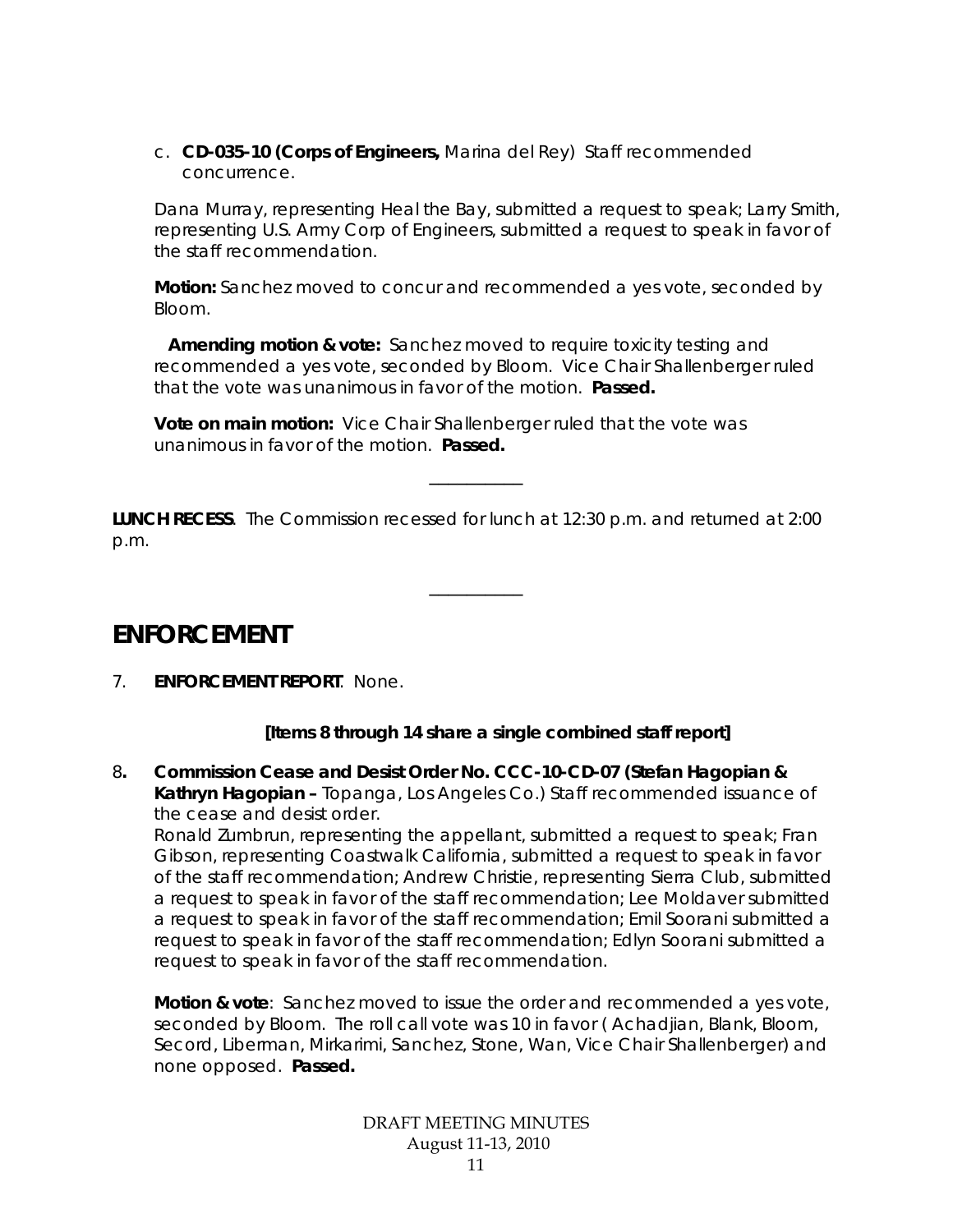c. **CD-035-10 (Corps of Engineers,** Marina del Rey) Staff recommended concurrence.

Dana Murray, representing Heal the Bay, submitted a request to speak; Larry Smith, representing U.S. Army Corp of Engineers, submitted a request to speak in favor of the staff recommendation.

**Motion:** Sanchez moved to concur and recommended a yes vote, seconded by Bloom.

**Amending motion & vote:** Sanchez moved to require toxicity testing and recommended a yes vote, seconded by Bloom. Vice Chair Shallenberger ruled that the vote was unanimous in favor of the motion. **Passed.**

**Vote on main motion:** Vice Chair Shallenberger ruled that the vote was unanimous in favor of the motion. **Passed.**

---

**LUNCH RECESS**. The Commission recessed for lunch at 12:30 p.m. and returned at 2:00 p.m.

---

# ENFORCEMENT

7. **ENFORCEMENT REPORT**. None.

**[Items 8 through 14 share a single combined staff report]**

8**. Commission Cease and Desist Order No. CCC-10-CD-07 (Stefan Hagopian & Kathryn Hagopian –** Topanga, Los Angeles Co.) Staff recommended issuance of the cease and desist order.
Ronald Zumbrun, representing the appellant, submitted a request to speak; Fran Gibson, representing Coastwalk California, submitted a request to speak in favor of the staff recommendation; Andrew Christie, representing Sierra Club, submitted a request to speak in favor of the staff recommendation; Lee Moldaver submitted a request to speak in favor of the staff recommendation; Emil Soorani submitted a request to speak in favor of the staff recommendation; Edlyn Soorani submitted a request to speak in favor of the staff recommendation.

**Motion & vote**: Sanchez moved to issue the order and recommended a yes vote, seconded by Bloom. The roll call vote was 10 in favor ( Achadjian, Blank, Bloom, Secord, Liberman, Mirkarimi, Sanchez, Stone, Wan, Vice Chair Shallenberger) and none opposed. **Passed.**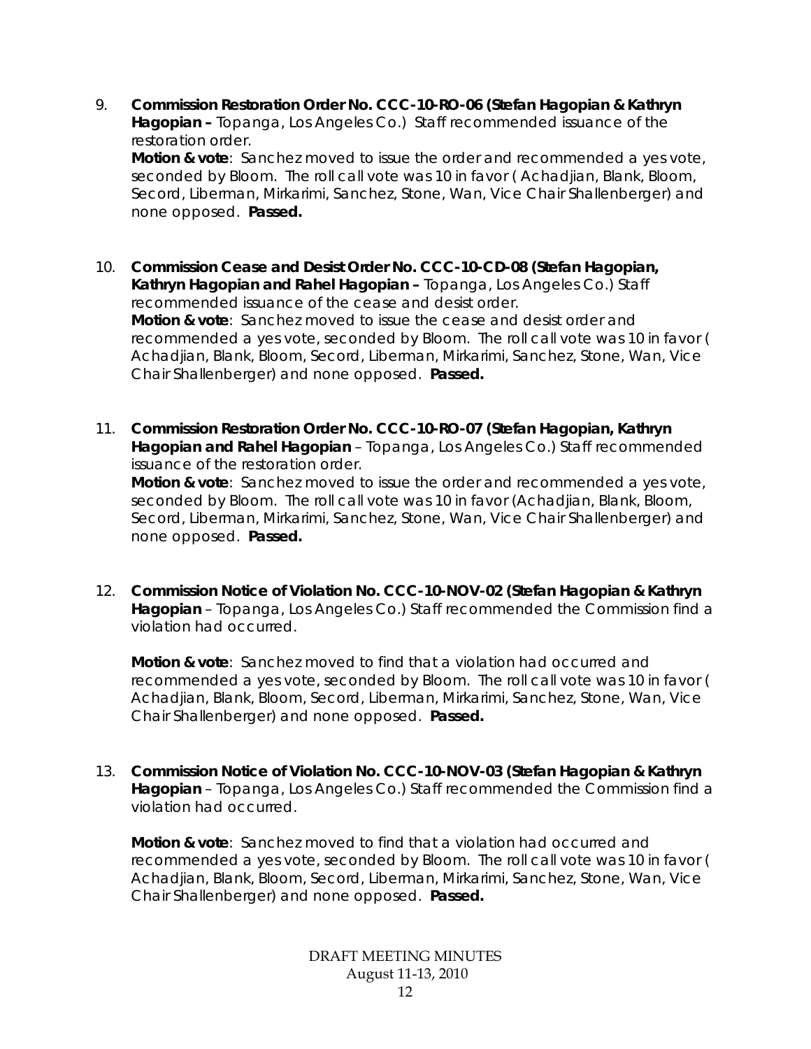9. **Commission Restoration Order No. CCC-10-RO-06 (Stefan Hagopian & Kathryn Hagopian –** Topanga, Los Angeles Co.) Staff recommended issuance of the restoration order.
   **Motion & vote**: Sanchez moved to issue the order and recommended a yes vote, seconded by Bloom. The roll call vote was 10 in favor ( Achadjian, Blank, Bloom, Secord, Liberman, Mirkarimi, Sanchez, Stone, Wan, Vice Chair Shallenberger) and none opposed. **Passed.**

10. **Commission Cease and Desist Order No. CCC-10-CD-08 (Stefan Hagopian, Kathryn Hagopian and Rahel Hagopian –** Topanga, Los Angeles Co.) Staff recommended issuance of the cease and desist order.
    **Motion & vote**: Sanchez moved to issue the cease and desist order and recommended a yes vote, seconded by Bloom. The roll call vote was 10 in favor ( Achadjian, Blank, Bloom, Secord, Liberman, Mirkarimi, Sanchez, Stone, Wan, Vice Chair Shallenberger) and none opposed. **Passed.**

11. **Commission Restoration Order No. CCC-10-RO-07 (Stefan Hagopian, Kathryn Hagopian and Rahel Hagopian** – Topanga, Los Angeles Co.) Staff recommended issuance of the restoration order.
    **Motion & vote**: Sanchez moved to issue the order and recommended a yes vote, seconded by Bloom. The roll call vote was 10 in favor (Achadjian, Blank, Bloom, Secord, Liberman, Mirkarimi, Sanchez, Stone, Wan, Vice Chair Shallenberger) and none opposed. **Passed.**

12. **Commission Notice of Violation No. CCC-10-NOV-02 (Stefan Hagopian & Kathryn Hagopian** – Topanga, Los Angeles Co.) Staff recommended the Commission find a violation had occurred.

    **Motion & vote**: Sanchez moved to find that a violation had occurred and recommended a yes vote, seconded by Bloom. The roll call vote was 10 in favor ( Achadjian, Blank, Bloom, Secord, Liberman, Mirkarimi, Sanchez, Stone, Wan, Vice Chair Shallenberger) and none opposed. **Passed.**

13. **Commission Notice of Violation No. CCC-10-NOV-03 (Stefan Hagopian & Kathryn Hagopian** – Topanga, Los Angeles Co.) Staff recommended the Commission find a violation had occurred.

    **Motion & vote**: Sanchez moved to find that a violation had occurred and recommended a yes vote, seconded by Bloom. The roll call vote was 10 in favor ( Achadjian, Blank, Bloom, Secord, Liberman, Mirkarimi, Sanchez, Stone, Wan, Vice Chair Shallenberger) and none opposed. **Passed.**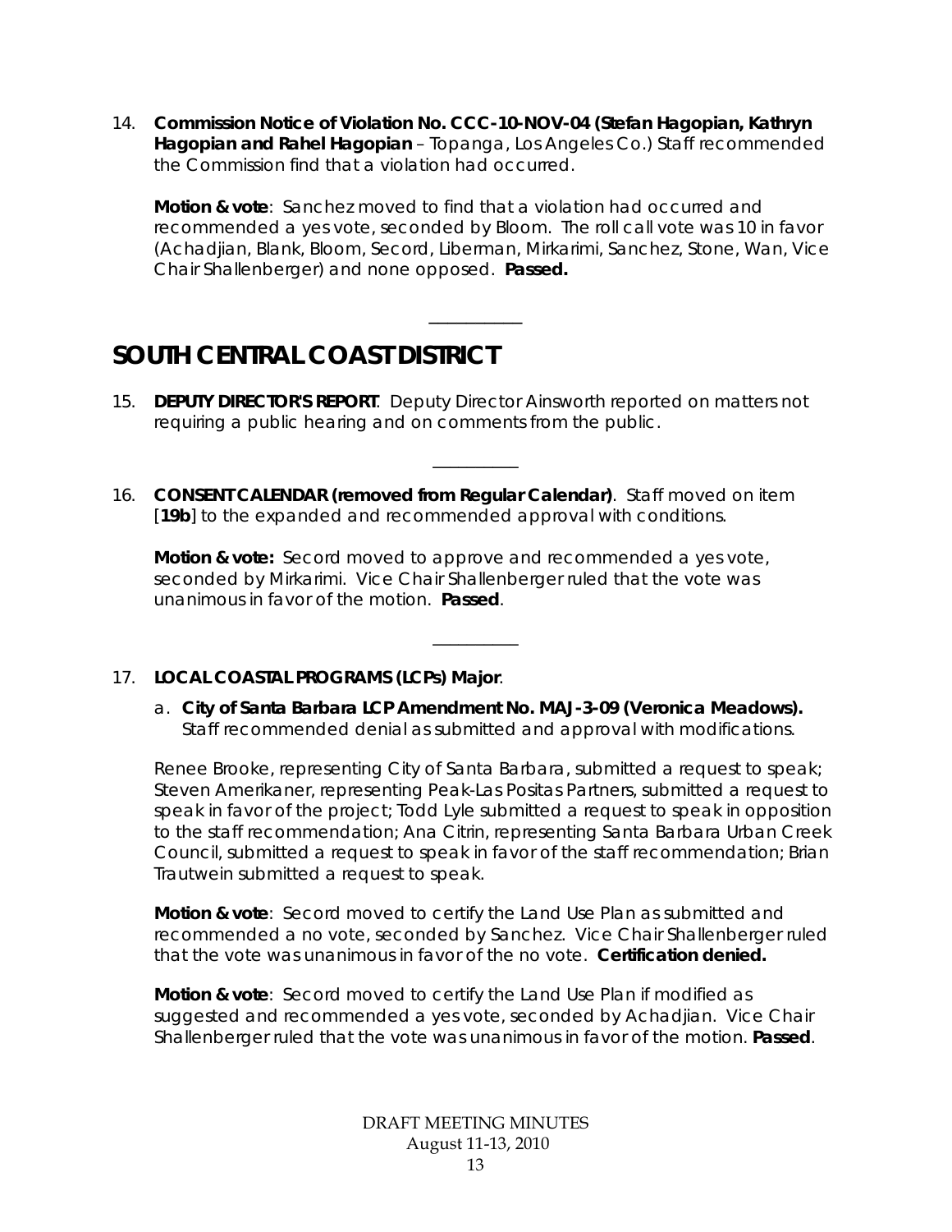14. **Commission Notice of Violation No. CCC-10-NOV-04 (Stefan Hagopian, Kathryn Hagopian and Rahel Hagopian** – Topanga, Los Angeles Co.) Staff recommended the Commission find that a violation had occurred.

    **Motion & vote**: Sanchez moved to find that a violation had occurred and recommended a yes vote, seconded by Bloom. The roll call vote was 10 in favor (Achadjian, Blank, Bloom, Secord, Liberman, Mirkarimi, Sanchez, Stone, Wan, Vice Chair Shallenberger) and none opposed. **Passed.**

---

# SOUTH CENTRAL COAST DISTRICT

15. **DEPUTY DIRECTOR'S REPORT**. Deputy Director Ainsworth reported on matters not requiring a public hearing and on comments from the public.

---

16. **CONSENT CALENDAR (removed from Regular Calendar)**. Staff moved on item [**19b**] to the expanded and recommended approval with conditions.

    **Motion & vote:** Secord moved to approve and recommended a yes vote, seconded by Mirkarimi. Vice Chair Shallenberger ruled that the vote was unanimous in favor of the motion. **Passed**.

---

17. **LOCAL COASTAL PROGRAMS (LCPs) Major**.

    a. **City of Santa Barbara LCP Amendment No. MAJ-3-09 (Veronica Meadows).** Staff recommended denial as submitted and approval with modifications.

    Renee Brooke, representing City of Santa Barbara, submitted a request to speak; Steven Amerikaner, representing Peak-Las Positas Partners, submitted a request to speak in favor of the project; Todd Lyle submitted a request to speak in opposition to the staff recommendation; Ana Citrin, representing Santa Barbara Urban Creek Council, submitted a request to speak in favor of the staff recommendation; Brian Trautwein submitted a request to speak.

    **Motion & vote**: Secord moved to certify the Land Use Plan as submitted and recommended a no vote, seconded by Sanchez. Vice Chair Shallenberger ruled that the vote was unanimous in favor of the no vote. **Certification denied.**

    **Motion & vote**: Secord moved to certify the Land Use Plan if modified as suggested and recommended a yes vote, seconded by Achadjian. Vice Chair Shallenberger ruled that the vote was unanimous in favor of the motion. **Passed**.

DRAFT MEETING MINUTES
August 11-13, 2010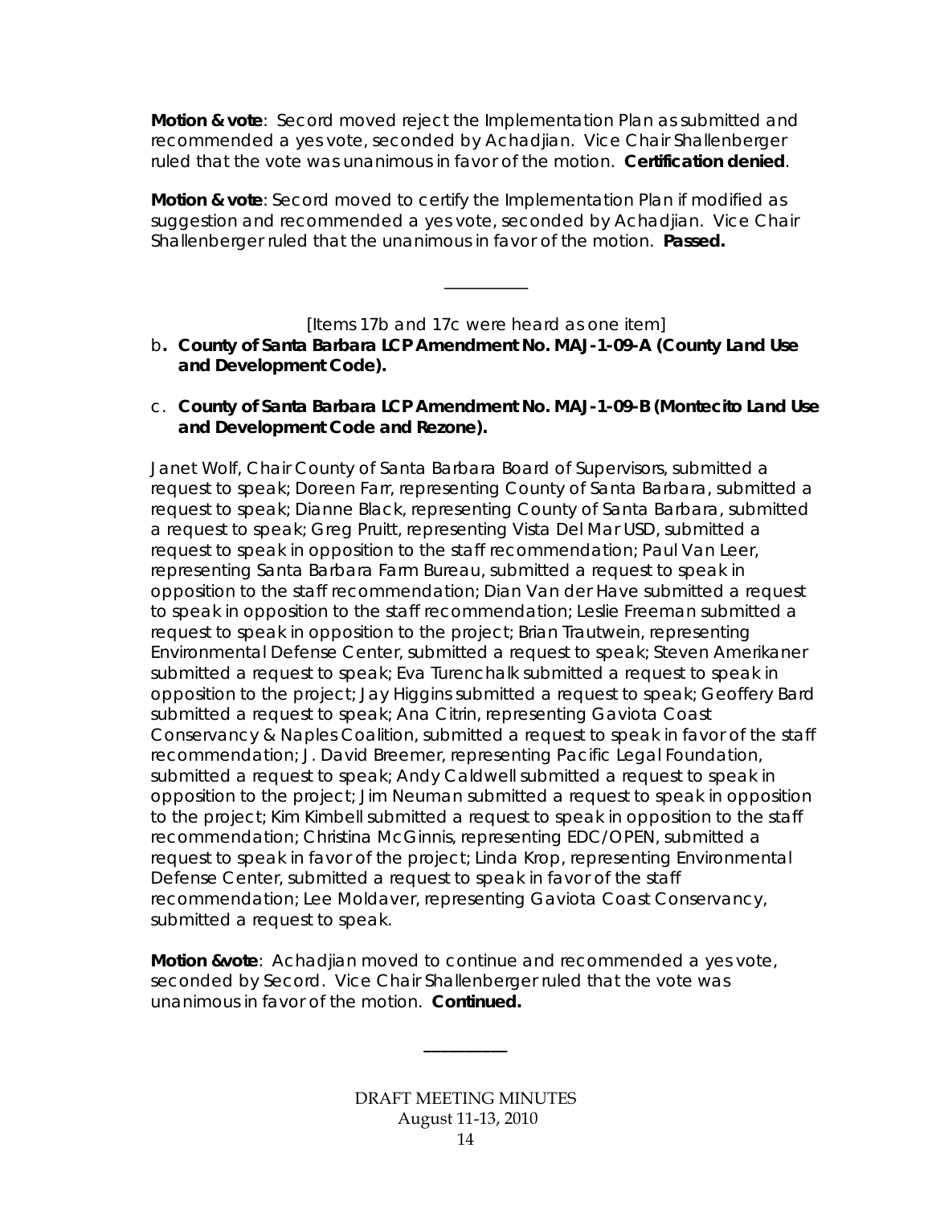**Motion & vote**: Secord moved reject the Implementation Plan as submitted and recommended a yes vote, seconded by Achadjian. Vice Chair Shallenberger ruled that the vote was unanimous in favor of the motion. **Certification denied**.

**Motion & vote**: Secord moved to certify the Implementation Plan if modified as suggestion and recommended a yes vote, seconded by Achadjian. Vice Chair Shallenberger ruled that the unanimous in favor of the motion. **Passed.**

---

[Items 17b and 17c were heard as one item]

b**. County of Santa Barbara LCP Amendment No. MAJ-1-09-A (County Land Use and Development Code).**

c. **County of Santa Barbara LCP Amendment No. MAJ-1-09-B (Montecito Land Use and Development Code and Rezone).**

Janet Wolf, Chair County of Santa Barbara Board of Supervisors, submitted a request to speak; Doreen Farr, representing County of Santa Barbara, submitted a request to speak; Dianne Black, representing County of Santa Barbara, submitted a request to speak; Greg Pruitt, representing Vista Del Mar USD, submitted a request to speak in opposition to the staff recommendation; Paul Van Leer, representing Santa Barbara Farm Bureau, submitted a request to speak in opposition to the staff recommendation; Dian Van der Have submitted a request to speak in opposition to the staff recommendation; Leslie Freeman submitted a request to speak in opposition to the project; Brian Trautwein, representing Environmental Defense Center, submitted a request to speak; Steven Amerikaner submitted a request to speak; Eva Turenchalk submitted a request to speak in opposition to the project; Jay Higgins submitted a request to speak; Geoffery Bard submitted a request to speak; Ana Citrin, representing Gaviota Coast Conservancy & Naples Coalition, submitted a request to speak in favor of the staff recommendation; J. David Breemer, representing Pacific Legal Foundation, submitted a request to speak; Andy Caldwell submitted a request to speak in opposition to the project; Jim Neuman submitted a request to speak in opposition to the project; Kim Kimbell submitted a request to speak in opposition to the staff recommendation; Christina McGinnis, representing EDC/OPEN, submitted a request to speak in favor of the project; Linda Krop, representing Environmental Defense Center, submitted a request to speak in favor of the staff recommendation; Lee Moldaver, representing Gaviota Coast Conservancy, submitted a request to speak.

**Motion &vote**: Achadjian moved to continue and recommended a yes vote, seconded by Secord. Vice Chair Shallenberger ruled that the vote was unanimous in favor of the motion. **Continued.**

---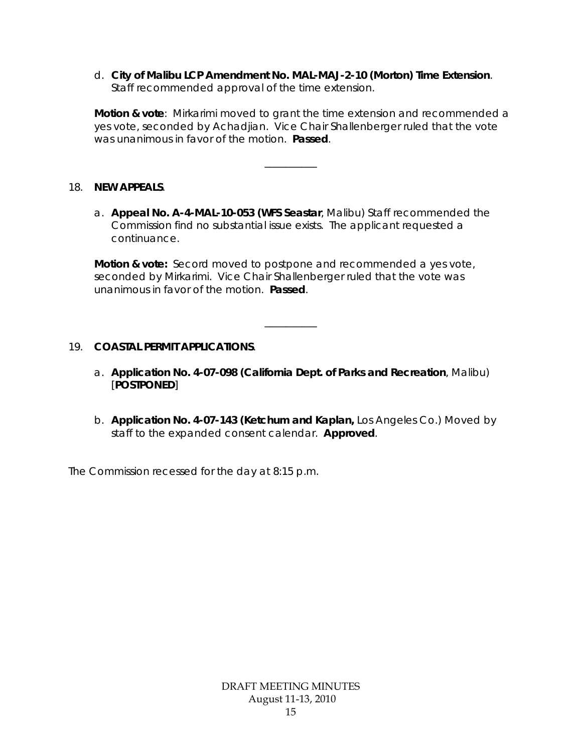d. **City of Malibu LCP Amendment No. MAL-MAJ-2-10 (Morton) Time Extension**. Staff recommended approval of the time extension.

**Motion & vote**: Mirkarimi moved to grant the time extension and recommended a yes vote, seconded by Achadjian. Vice Chair Shallenberger ruled that the vote was unanimous in favor of the motion. **Passed**.

---

18. **NEW APPEALS**.

a. **Appeal No. A-4-MAL-10-053 (WFS Seastar**, Malibu) Staff recommended the Commission find no substantial issue exists. The applicant requested a continuance.

**Motion & vote:** Secord moved to postpone and recommended a yes vote, seconded by Mirkarimi. Vice Chair Shallenberger ruled that the vote was unanimous in favor of the motion. **Passed**.

---

19. **COASTAL PERMIT APPLICATIONS**.

a. **Application No. 4-07-098 (California Dept. of Parks and Recreation**, Malibu) [**POSTPONED**]

b. **Application No. 4-07-143 (Ketchum and Kaplan,** Los Angeles Co.) Moved by staff to the expanded consent calendar. **Approved**.

The Commission recessed for the day at 8:15 p.m.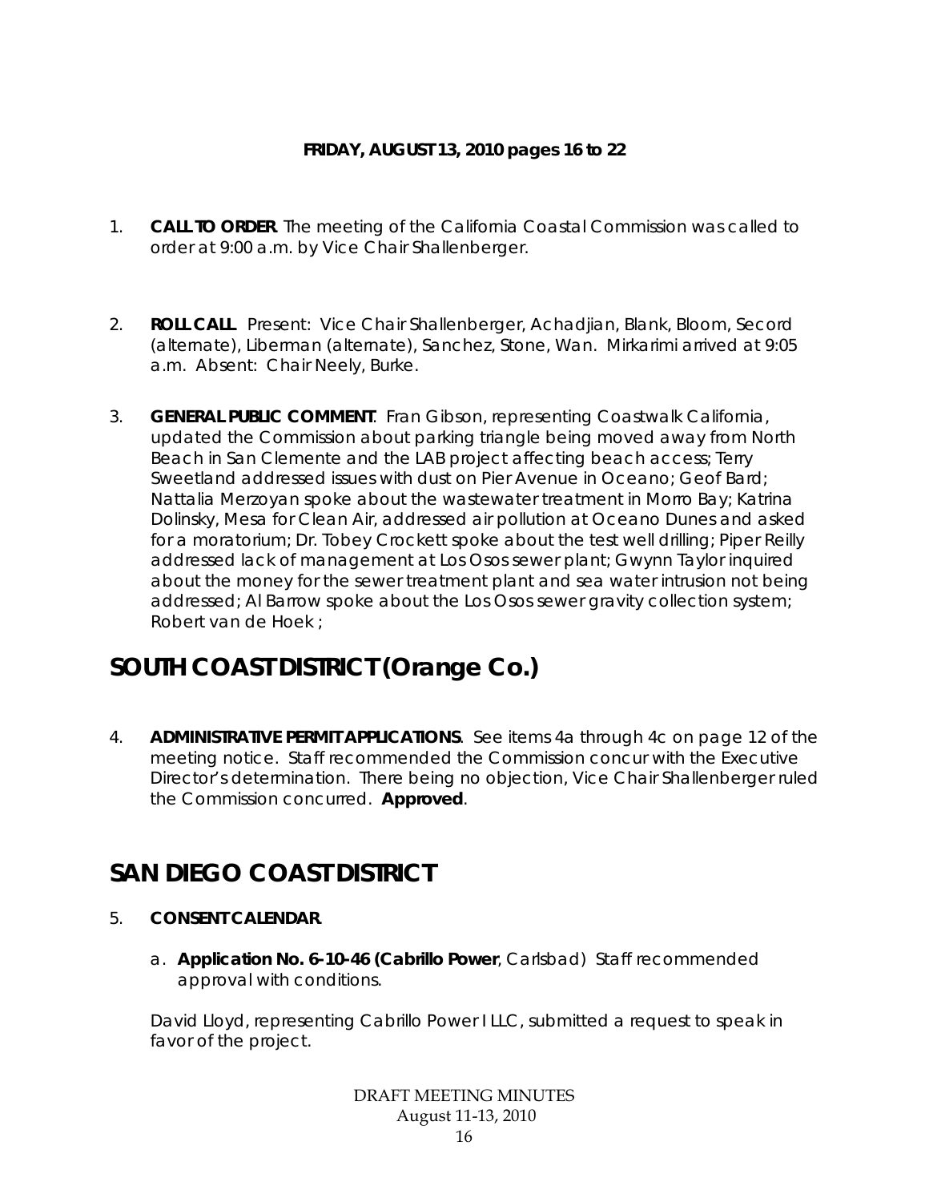**FRIDAY, AUGUST 13, 2010 pages 16 to 22**

1. **CALL TO ORDER**. The meeting of the California Coastal Commission was called to order at 9:00 a.m. by Vice Chair Shallenberger.

2. **ROLL CALL**. Present: Vice Chair Shallenberger, Achadjian, Blank, Bloom, Secord (alternate), Liberman (alternate), Sanchez, Stone, Wan. Mirkarimi arrived at 9:05 a.m. Absent: Chair Neely, Burke.

3. **GENERAL PUBLIC COMMENT**. Fran Gibson, representing Coastwalk California, updated the Commission about parking triangle being moved away from North Beach in San Clemente and the LAB project affecting beach access; Terry Sweetland addressed issues with dust on Pier Avenue in Oceano; Geof Bard; Nattalia Merzoyan spoke about the wastewater treatment in Morro Bay; Katrina Dolinsky, Mesa for Clean Air, addressed air pollution at Oceano Dunes and asked for a moratorium; Dr. Tobey Crockett spoke about the test well drilling; Piper Reilly addressed lack of management at Los Osos sewer plant; Gwynn Taylor inquired about the money for the sewer treatment plant and sea water intrusion not being addressed; Al Barrow spoke about the Los Osos sewer gravity collection system; Robert van de Hoek ;

# SOUTH COAST DISTRICT (Orange Co.)

4. **ADMINISTRATIVE PERMIT APPLICATIONS**. See items 4a through 4c on page 12 of the meeting notice. Staff recommended the Commission concur with the Executive Director's determination. There being no objection, Vice Chair Shallenberger ruled the Commission concurred. **Approved**.

# SAN DIEGO COAST DISTRICT

5. **CONSENT CALENDAR**.

   a. **Application No. 6-10-46 (Cabrillo Power**, Carlsbad) Staff recommended approval with conditions.

   David Lloyd, representing Cabrillo Power I LLC, submitted a request to speak in favor of the project.

DRAFT MEETING MINUTES
August 11-13, 2010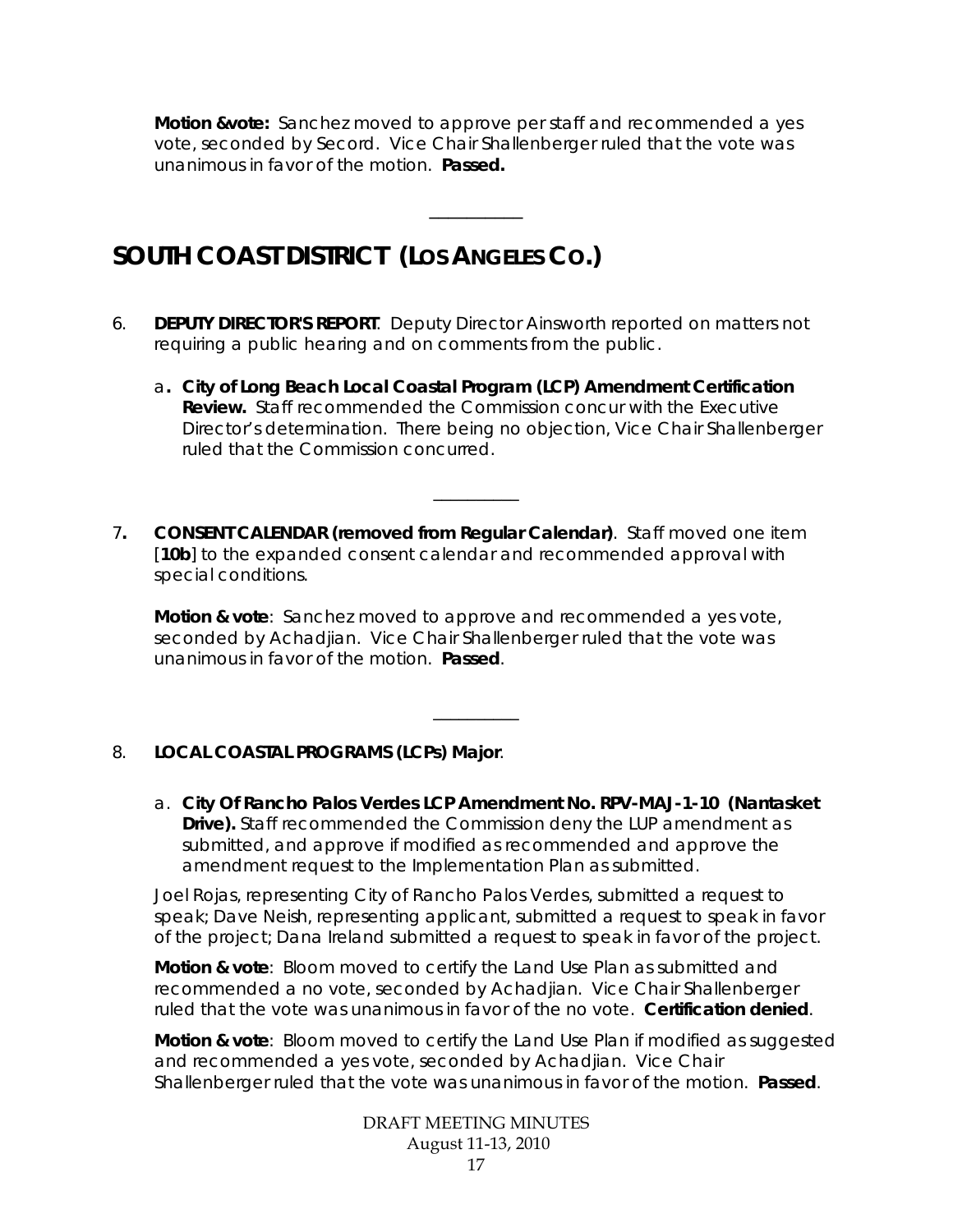**Motion &vote:** Sanchez moved to approve per staff and recommended a yes vote, seconded by Secord. Vice Chair Shallenberger ruled that the vote was unanimous in favor of the motion. **Passed.**

---

## SOUTH COAST DISTRICT (LOS ANGELES CO.)

6. **DEPUTY DIRECTOR'S REPORT**. Deputy Director Ainsworth reported on matters not requiring a public hearing and on comments from the public.

   a**. City of Long Beach Local Coastal Program (LCP) Amendment Certification Review.** Staff recommended the Commission concur with the Executive Director's determination. There being no objection, Vice Chair Shallenberger ruled that the Commission concurred.

---

7**. CONSENT CALENDAR (removed from Regular Calendar)**. Staff moved one item [**10b**] to the expanded consent calendar and recommended approval with special conditions.

   **Motion & vote**: Sanchez moved to approve and recommended a yes vote, seconded by Achadjian. Vice Chair Shallenberger ruled that the vote was unanimous in favor of the motion. **Passed**.

---

8. **LOCAL COASTAL PROGRAMS (LCPs) Major**.

   a. **City Of Rancho Palos Verdes LCP Amendment No. RPV-MAJ-1-10 (Nantasket Drive).** Staff recommended the Commission deny the LUP amendment as submitted, and approve if modified as recommended and approve the amendment request to the Implementation Plan as submitted.

   Joel Rojas, representing City of Rancho Palos Verdes, submitted a request to speak; Dave Neish, representing applicant, submitted a request to speak in favor of the project; Dana Ireland submitted a request to speak in favor of the project.

   **Motion & vote**: Bloom moved to certify the Land Use Plan as submitted and recommended a no vote, seconded by Achadjian. Vice Chair Shallenberger ruled that the vote was unanimous in favor of the no vote. **Certification denied**.

   **Motion & vote**: Bloom moved to certify the Land Use Plan if modified as suggested and recommended a yes vote, seconded by Achadjian. Vice Chair Shallenberger ruled that the vote was unanimous in favor of the motion. **Passed**.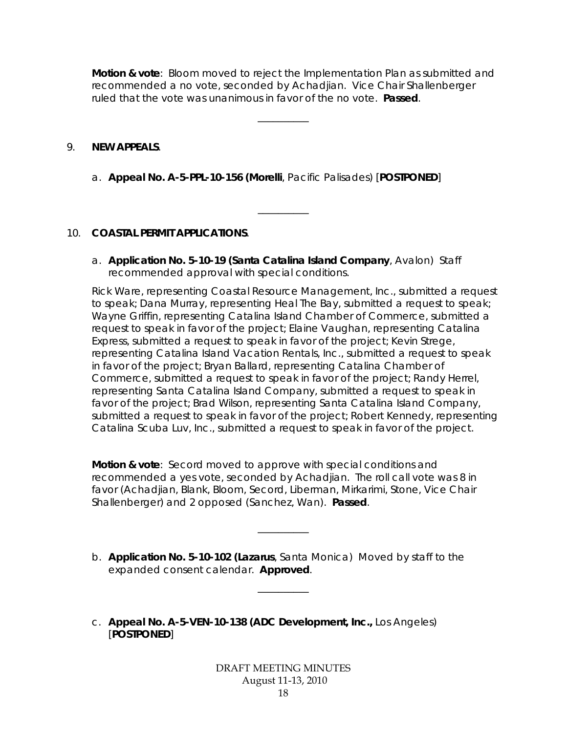**Motion & vote**: Bloom moved to reject the Implementation Plan as submitted and recommended a no vote, seconded by Achadjian. Vice Chair Shallenberger ruled that the vote was unanimous in favor of the no vote. **Passed**.

---

9. **NEW APPEALS**.

   a. **Appeal No. A-5-PPL-10-156 (Morelli**, Pacific Palisades) [**POSTPONED**]

---

10. **COASTAL PERMIT APPLICATIONS**.

    a. **Application No. 5-10-19 (Santa Catalina Island Company**, Avalon) Staff recommended approval with special conditions.

    Rick Ware, representing Coastal Resource Management, Inc., submitted a request to speak; Dana Murray, representing Heal The Bay, submitted a request to speak; Wayne Griffin, representing Catalina Island Chamber of Commerce, submitted a request to speak in favor of the project; Elaine Vaughan, representing Catalina Express, submitted a request to speak in favor of the project; Kevin Strege, representing Catalina Island Vacation Rentals, Inc., submitted a request to speak in favor of the project; Bryan Ballard, representing Catalina Chamber of Commerce, submitted a request to speak in favor of the project; Randy Herrel, representing Santa Catalina Island Company, submitted a request to speak in favor of the project; Brad Wilson, representing Santa Catalina Island Company, submitted a request to speak in favor of the project; Robert Kennedy, representing Catalina Scuba Luv, Inc., submitted a request to speak in favor of the project.

    **Motion & vote**: Secord moved to approve with special conditions and recommended a yes vote, seconded by Achadjian. The roll call vote was 8 in favor (Achadjian, Blank, Bloom, Secord, Liberman, Mirkarimi, Stone, Vice Chair Shallenberger) and 2 opposed (Sanchez, Wan). **Passed**.

---

    b. **Application No. 5-10-102 (Lazarus**, Santa Monica) Moved by staff to the expanded consent calendar. **Approved**.

---

    c. **Appeal No. A-5-VEN-10-138 (ADC Development, Inc.,** Los Angeles) [**POSTPONED**]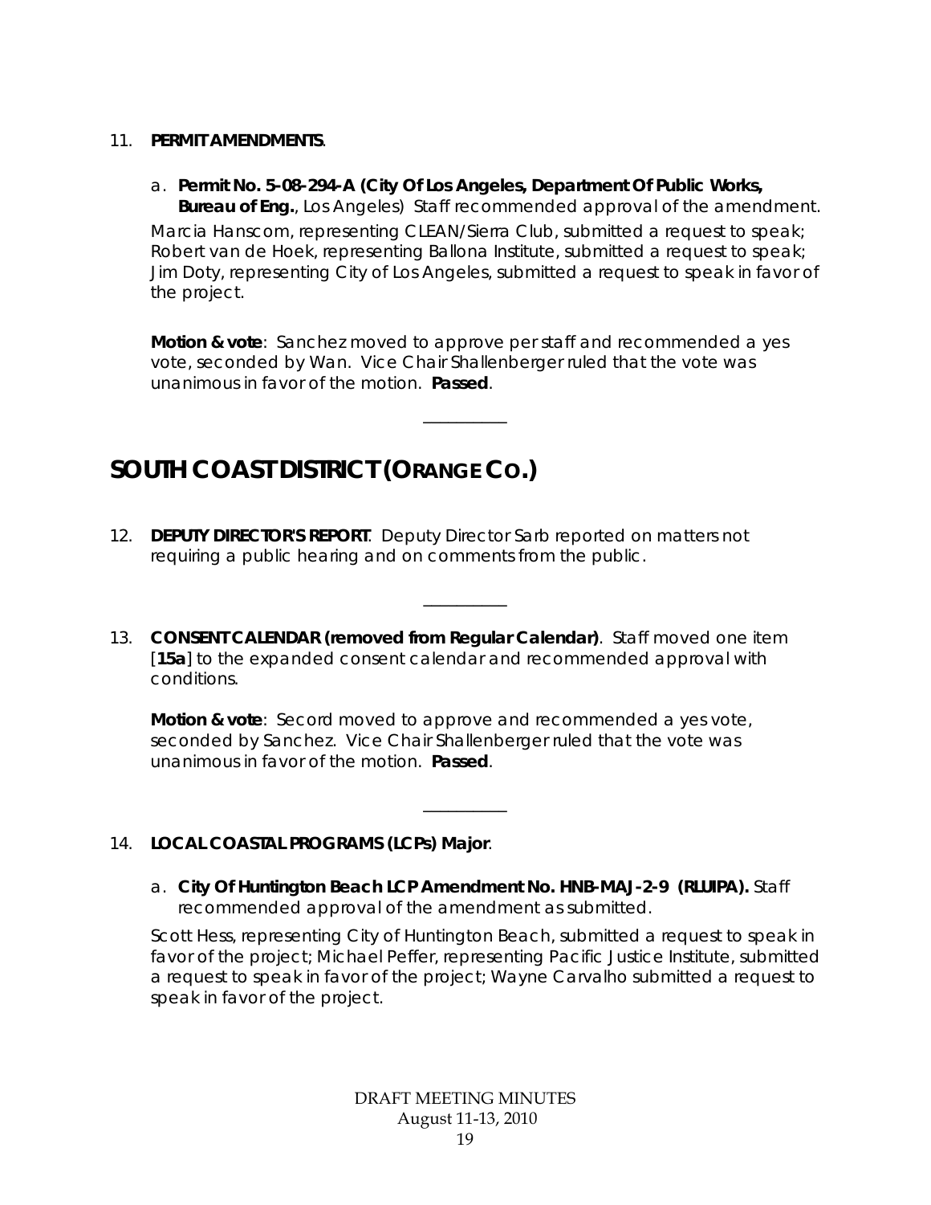11. **PERMIT AMENDMENTS**.

    a. **Permit No. 5-08-294-A (City Of Los Angeles, Department Of Public Works, Bureau of Eng.**, Los Angeles) Staff recommended approval of the amendment.

    Marcia Hanscom, representing CLEAN/Sierra Club, submitted a request to speak; Robert van de Hoek, representing Ballona Institute, submitted a request to speak; Jim Doty, representing City of Los Angeles, submitted a request to speak in favor of the project.

    **Motion & vote**: Sanchez moved to approve per staff and recommended a yes vote, seconded by Wan. Vice Chair Shallenberger ruled that the vote was unanimous in favor of the motion. **Passed**.

---

# SOUTH COAST DISTRICT (ORANGE CO.)

12. **DEPUTY DIRECTOR'S REPORT**. Deputy Director Sarb reported on matters not requiring a public hearing and on comments from the public.

---

13. **CONSENT CALENDAR (removed from Regular Calendar)**. Staff moved one item [**15a**] to the expanded consent calendar and recommended approval with conditions.

    **Motion & vote**: Secord moved to approve and recommended a yes vote, seconded by Sanchez. Vice Chair Shallenberger ruled that the vote was unanimous in favor of the motion. **Passed**.

---

14. **LOCAL COASTAL PROGRAMS (LCPs) Major**.

    a. **City Of Huntington Beach LCP Amendment No. HNB-MAJ-2-9 (RLUIPA).** Staff recommended approval of the amendment as submitted.

    Scott Hess, representing City of Huntington Beach, submitted a request to speak in favor of the project; Michael Peffer, representing Pacific Justice Institute, submitted a request to speak in favor of the project; Wayne Carvalho submitted a request to speak in favor of the project.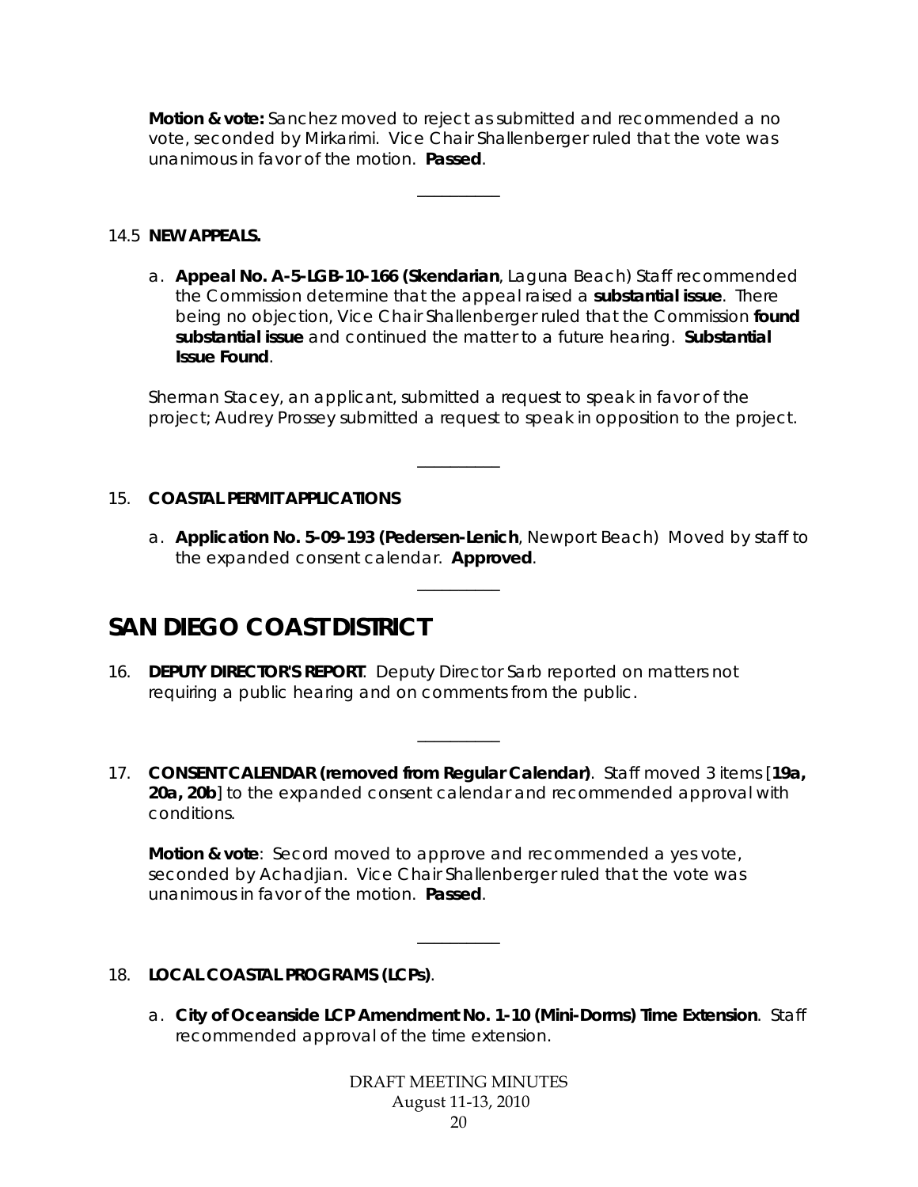**Motion & vote:** Sanchez moved to reject as submitted and recommended a no vote, seconded by Mirkarimi. Vice Chair Shallenberger ruled that the vote was unanimous in favor of the motion. **Passed**.

---

14.5 **NEW APPEALS.**

a. **Appeal No. A-5-LGB-10-166 (Skendarian**, Laguna Beach) Staff recommended the Commission determine that the appeal raised a **substantial issue**. There being no objection, Vice Chair Shallenberger ruled that the Commission **found substantial issue** and continued the matter to a future hearing. **Substantial Issue Found**.

Sherman Stacey, an applicant, submitted a request to speak in favor of the project; Audrey Prossey submitted a request to speak in opposition to the project.

---

15. **COASTAL PERMIT APPLICATIONS**

a. **Application No. 5-09-193 (Pedersen-Lenich**, Newport Beach) Moved by staff to the expanded consent calendar. **Approved**.

---

# SAN DIEGO COAST DISTRICT

16. **DEPUTY DIRECTOR'S REPORT**. Deputy Director Sarb reported on matters not requiring a public hearing and on comments from the public.

---

17. **CONSENT CALENDAR (removed from Regular Calendar)**. Staff moved 3 items [**19a, 20a, 20b**] to the expanded consent calendar and recommended approval with conditions.

**Motion & vote**: Secord moved to approve and recommended a yes vote, seconded by Achadjian. Vice Chair Shallenberger ruled that the vote was unanimous in favor of the motion. **Passed**.

---

18. **LOCAL COASTAL PROGRAMS (LCPs)**.

a. **City of Oceanside LCP Amendment No. 1-10 (Mini-Dorms) Time Extension**. Staff recommended approval of the time extension.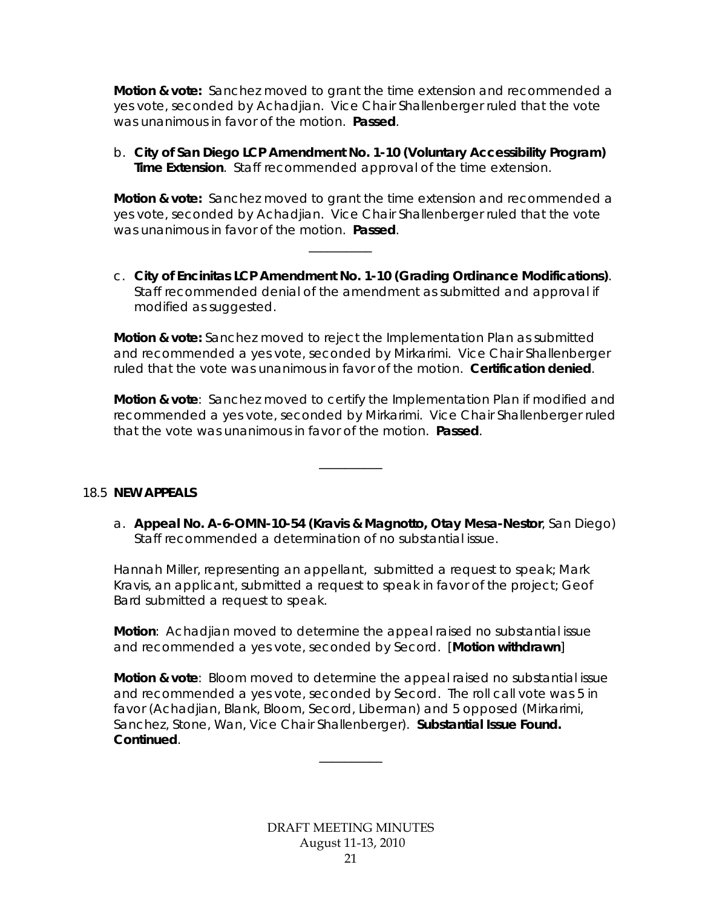**Motion & vote:** Sanchez moved to grant the time extension and recommended a yes vote, seconded by Achadjian. Vice Chair Shallenberger ruled that the vote was unanimous in favor of the motion. **Passed**.

b. **City of San Diego LCP Amendment No. 1-10 (Voluntary Accessibility Program) Time Extension**. Staff recommended approval of the time extension.

**Motion & vote:** Sanchez moved to grant the time extension and recommended a yes vote, seconded by Achadjian. Vice Chair Shallenberger ruled that the vote was unanimous in favor of the motion. **Passed**.

---

c. **City of Encinitas LCP Amendment No. 1-10 (Grading Ordinance Modifications)**. Staff recommended denial of the amendment as submitted and approval if modified as suggested.

**Motion & vote:** Sanchez moved to reject the Implementation Plan as submitted and recommended a yes vote, seconded by Mirkarimi. Vice Chair Shallenberger ruled that the vote was unanimous in favor of the motion. **Certification denied**.

**Motion & vote**: Sanchez moved to certify the Implementation Plan if modified and recommended a yes vote, seconded by Mirkarimi. Vice Chair Shallenberger ruled that the vote was unanimous in favor of the motion. **Passed**.

---

18.5 **NEW APPEALS**

a. **Appeal No. A-6-OMN-10-54 (Kravis & Magnotto, Otay Mesa-Nestor**, San Diego) Staff recommended a determination of no substantial issue.

Hannah Miller, representing an appellant, submitted a request to speak; Mark Kravis, an applicant, submitted a request to speak in favor of the project; Geof Bard submitted a request to speak.

**Motion**: Achadjian moved to determine the appeal raised no substantial issue and recommended a yes vote, seconded by Secord. [**Motion withdrawn**]

**Motion & vote**: Bloom moved to determine the appeal raised no substantial issue and recommended a yes vote, seconded by Secord. The roll call vote was 5 in favor (Achadjian, Blank, Bloom, Secord, Liberman) and 5 opposed (Mirkarimi, Sanchez, Stone, Wan, Vice Chair Shallenberger). **Substantial Issue Found. Continued**.

---

DRAFT MEETING MINUTES
August 11-13, 2010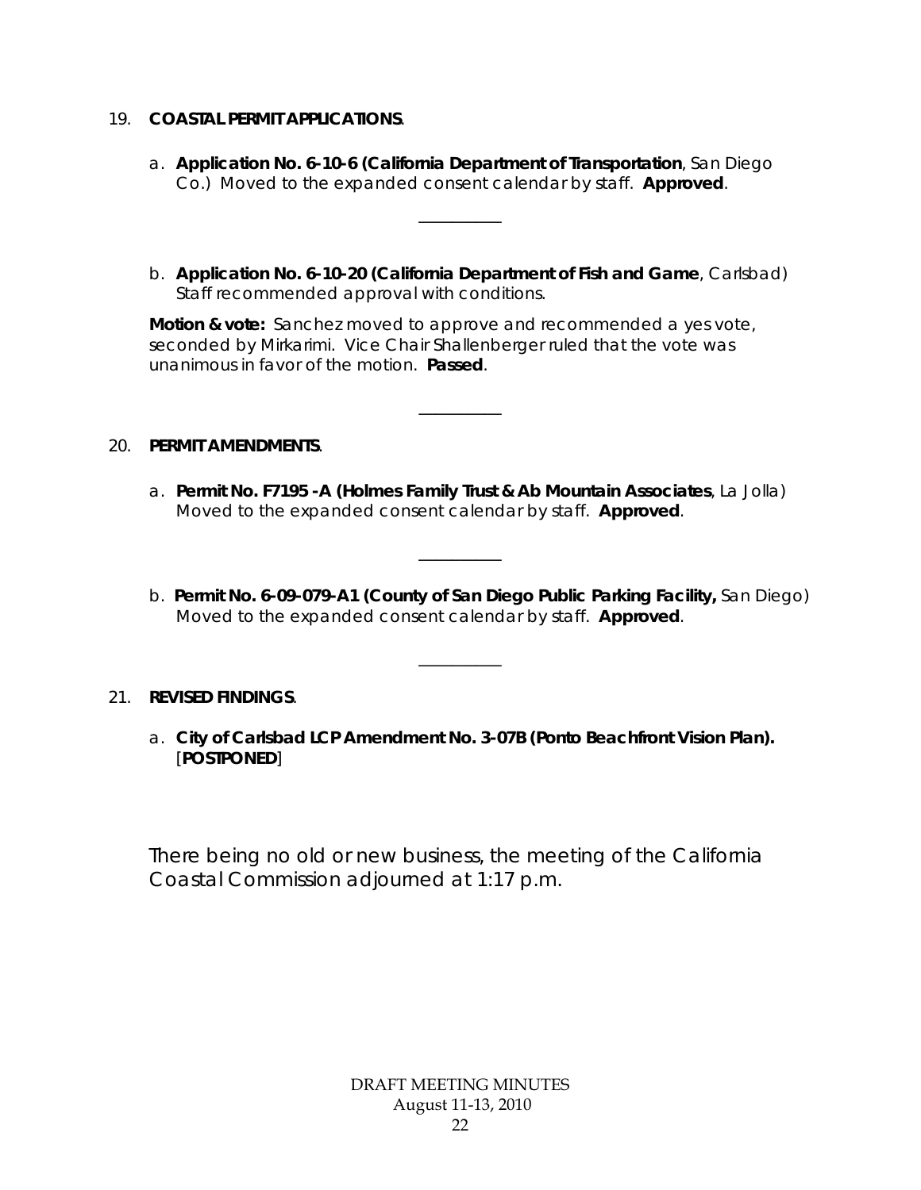19. **COASTAL PERMIT APPLICATIONS**.

   a. **Application No. 6-10-6 (California Department of Transportation**, San Diego Co.) Moved to the expanded consent calendar by staff. **Approved**.

   ---

   b. **Application No. 6-10-20 (California Department of Fish and Game**, Carlsbad) Staff recommended approval with conditions.

   **Motion & vote:** Sanchez moved to approve and recommended a yes vote, seconded by Mirkarimi. Vice Chair Shallenberger ruled that the vote was unanimous in favor of the motion. **Passed**.

---

20. **PERMIT AMENDMENTS**.

   a. **Permit No. F7195 -A (Holmes Family Trust & Ab Mountain Associates**, La Jolla) Moved to the expanded consent calendar by staff. **Approved**.

   ---

   b. **Permit No. 6-09-079-A1 (County of San Diego Public Parking Facility,** San Diego) Moved to the expanded consent calendar by staff. **Approved**.

---

21. **REVISED FINDINGS**.

   a. **City of Carlsbad LCP Amendment No. 3-07B (Ponto Beachfront Vision Plan).** [**POSTPONED**]

There being no old or new business, the meeting of the California Coastal Commission adjourned at 1:17 p.m.